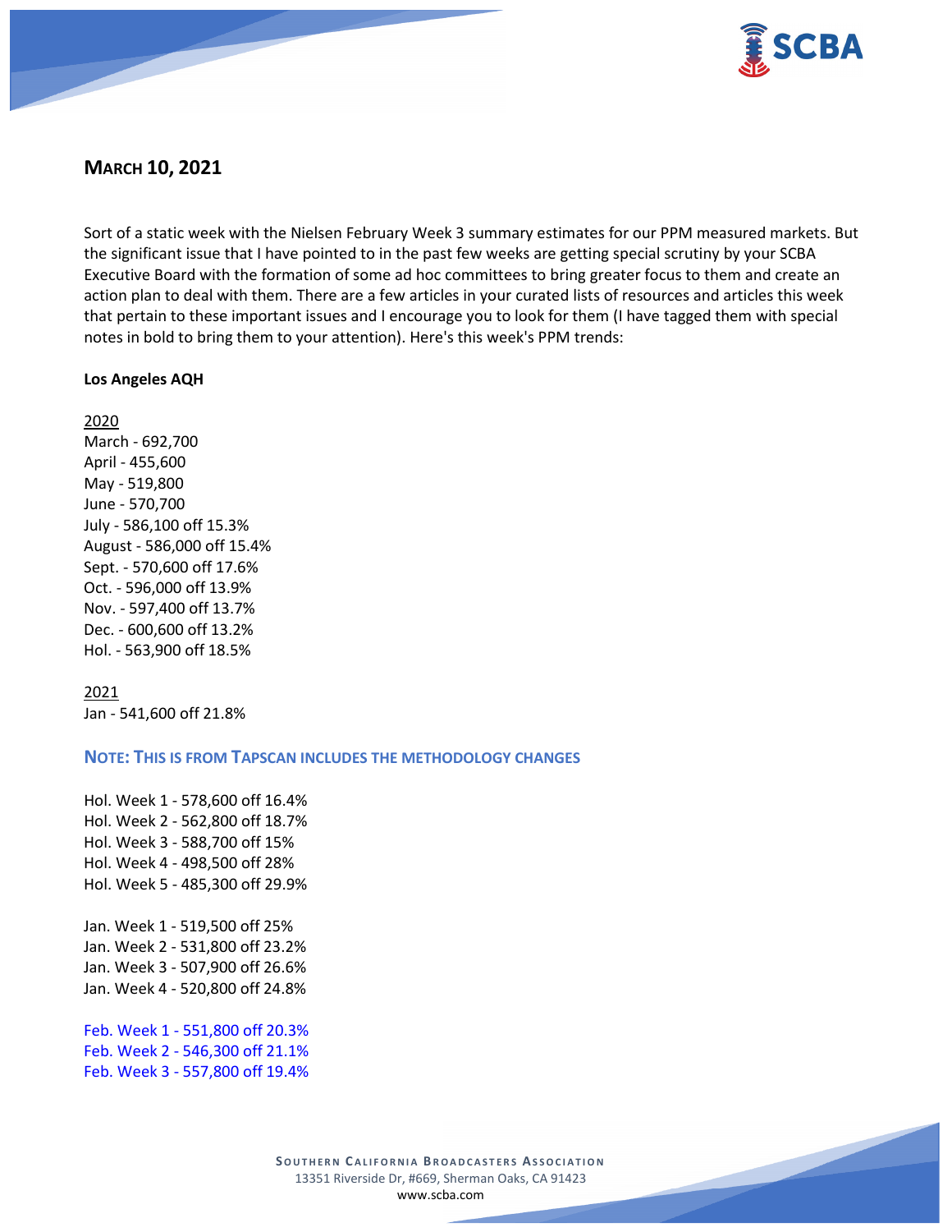## MARCH 10, 2021

Sort of a static week with the Nielsen February Week 3 summary estimates for our PPM measured markets. But the significant issue that I have pointed to in the past few weeks are getting special scrutiny by your SCBA Executive Board with the formation of some ad hoc committees to bring greater focus to them and create an action plan to deal with them. There are a few articles in your curated lists of resources and articles this week that pertain to these important issues and I encourage you to look for them (I have tagged them with special notes in bold to bring them to your attention). Here's this week's PPM trends:

**Los Angeles AQH**

2020
March - 692,700
April - 455,600
May - 519,800
June - 570,700
July - 586,100 off 15.3%
August - 586,000 off 15.4%
Sept. - 570,600 off 17.6%
Oct. - 596,000 off 13.9%
Nov. - 597,400 off 13.7%
Dec. - 600,600 off 13.2%
Hol. - 563,900 off 18.5%

2021
Jan - 541,600 off 21.8%

**NOTE: THIS IS FROM TAPSCAN INCLUDES THE METHODOLOGY CHANGES**

Hol. Week 1 - 578,600 off 16.4%
Hol. Week 2 - 562,800 off 18.7%
Hol. Week 3 - 588,700 off 15%
Hol. Week 4 - 498,500 off 28%
Hol. Week 5 - 485,300 off 29.9%

Jan. Week 1 - 519,500 off 25%
Jan. Week 2 - 531,800 off 23.2%
Jan. Week 3 - 507,900 off 26.6%
Jan. Week 4 - 520,800 off 24.8%

Feb. Week 1 - 551,800 off 20.3%
Feb. Week 2 - 546,300 off 21.1%
Feb. Week 3 - 557,800 off 19.4%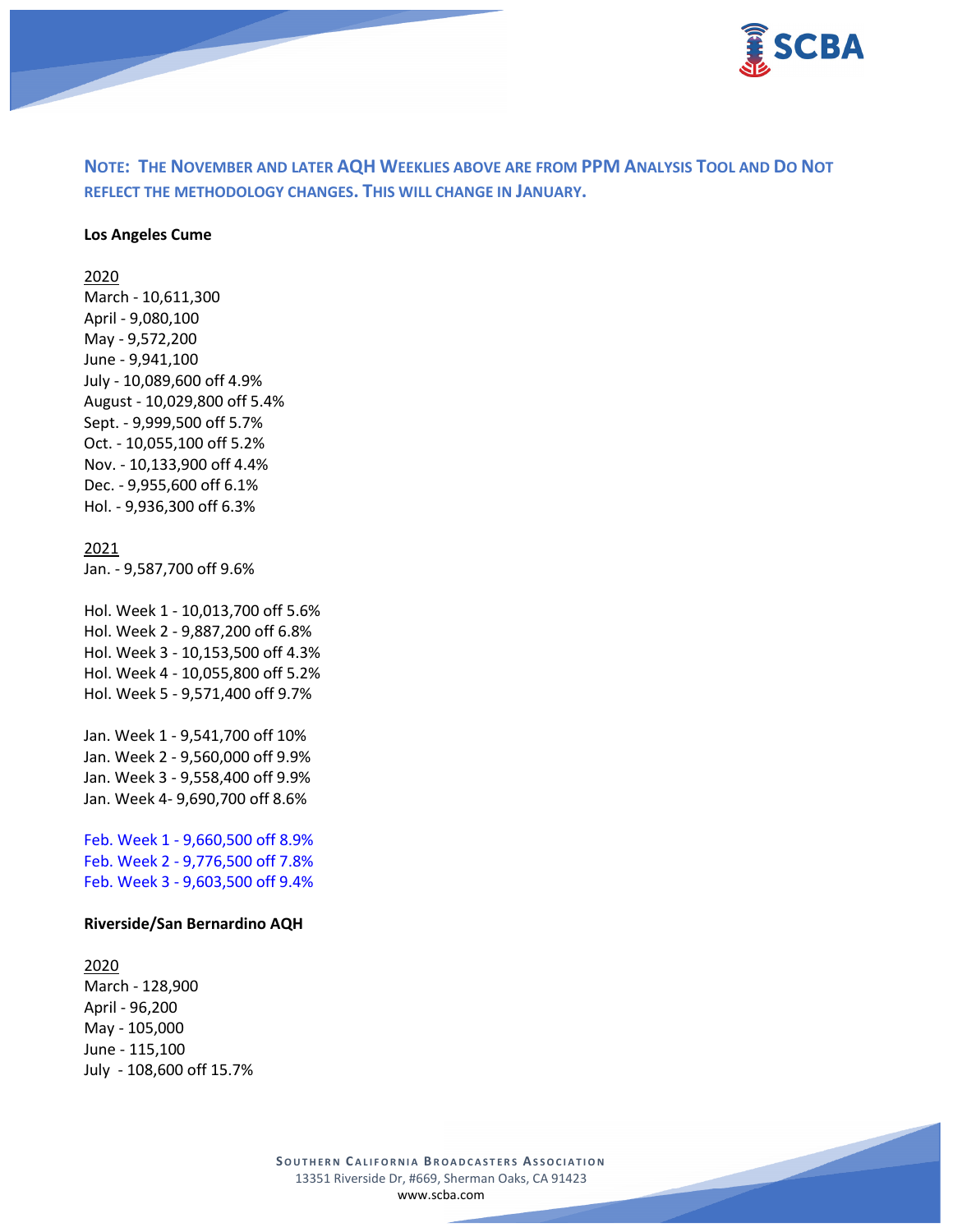**NOTE: THE NOVEMBER AND LATER AQH WEEKLIES ABOVE ARE FROM PPM ANALYSIS TOOL AND DO NOT REFLECT THE METHODOLOGY CHANGES. THIS WILL CHANGE IN JANUARY.**

**Los Angeles Cume**

2020
March - 10,611,300
April - 9,080,100
May - 9,572,200
June - 9,941,100
July - 10,089,600 off 4.9%
August - 10,029,800 off 5.4%
Sept. - 9,999,500 off 5.7%
Oct. - 10,055,100 off 5.2%
Nov. - 10,133,900 off 4.4%
Dec. - 9,955,600 off 6.1%
Hol. - 9,936,300 off 6.3%

2021
Jan. - 9,587,700 off 9.6%

Hol. Week 1 - 10,013,700 off 5.6%
Hol. Week 2 - 9,887,200 off 6.8%
Hol. Week 3 - 10,153,500 off 4.3%
Hol. Week 4 - 10,055,800 off 5.2%
Hol. Week 5 - 9,571,400 off 9.7%

Jan. Week 1 - 9,541,700 off 10%
Jan. Week 2 - 9,560,000 off 9.9%
Jan. Week 3 - 9,558,400 off 9.9%
Jan. Week 4- 9,690,700 off 8.6%

Feb. Week 1 - 9,660,500 off 8.9%
Feb. Week 2 - 9,776,500 off 7.8%
Feb. Week 3 - 9,603,500 off 9.4%

**Riverside/San Bernardino AQH**

2020
March - 128,900
April - 96,200
May - 105,000
June - 115,100
July - 108,600 off 15.7%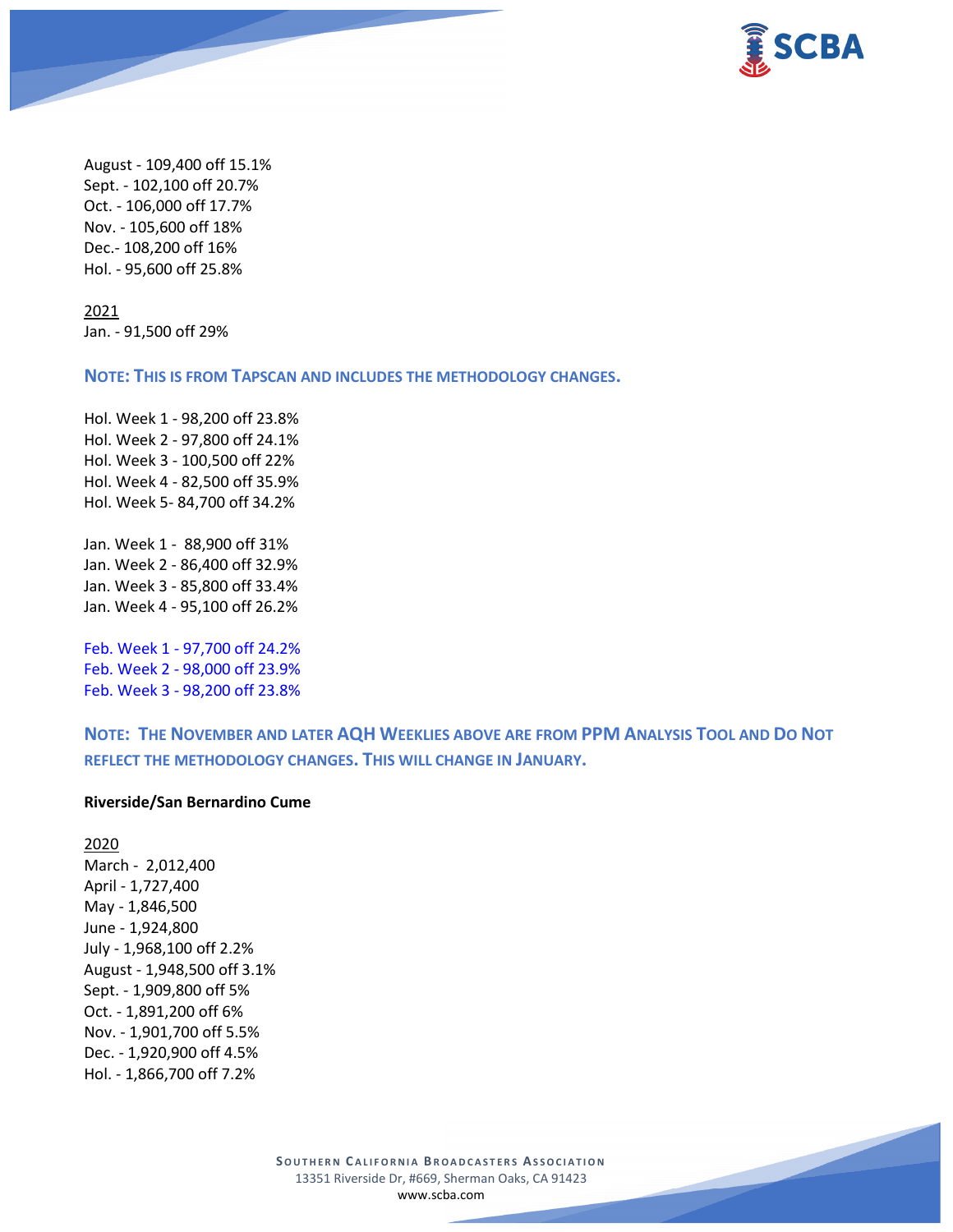August - 109,400 off 15.1%
Sept. - 102,100 off 20.7%
Oct. - 106,000 off 17.7%
Nov. - 105,600 off 18%
Dec.- 108,200 off 16%
Hol. - 95,600 off 25.8%

2021
Jan. - 91,500 off 29%

**NOTE: THIS IS FROM TAPSCAN AND INCLUDES THE METHODOLOGY CHANGES.**

Hol. Week 1 - 98,200 off 23.8%
Hol. Week 2 - 97,800 off 24.1%
Hol. Week 3 - 100,500 off 22%
Hol. Week 4 - 82,500 off 35.9%
Hol. Week 5- 84,700 off 34.2%

Jan. Week 1 - 88,900 off 31%
Jan. Week 2 - 86,400 off 32.9%
Jan. Week 3 - 85,800 off 33.4%
Jan. Week 4 - 95,100 off 26.2%

Feb. Week 1 - 97,700 off 24.2%
Feb. Week 2 - 98,000 off 23.9%
Feb. Week 3 - 98,200 off 23.8%

**NOTE: THE NOVEMBER AND LATER AQH WEEKLIES ABOVE ARE FROM PPM ANALYSIS TOOL AND DO NOT REFLECT THE METHODOLOGY CHANGES. THIS WILL CHANGE IN JANUARY.**

**Riverside/San Bernardino Cume**

2020
March - 2,012,400
April - 1,727,400
May - 1,846,500
June - 1,924,800
July - 1,968,100 off 2.2%
August - 1,948,500 off 3.1%
Sept. - 1,909,800 off 5%
Oct. - 1,891,200 off 6%
Nov. - 1,901,700 off 5.5%
Dec. - 1,920,900 off 4.5%
Hol. - 1,866,700 off 7.2%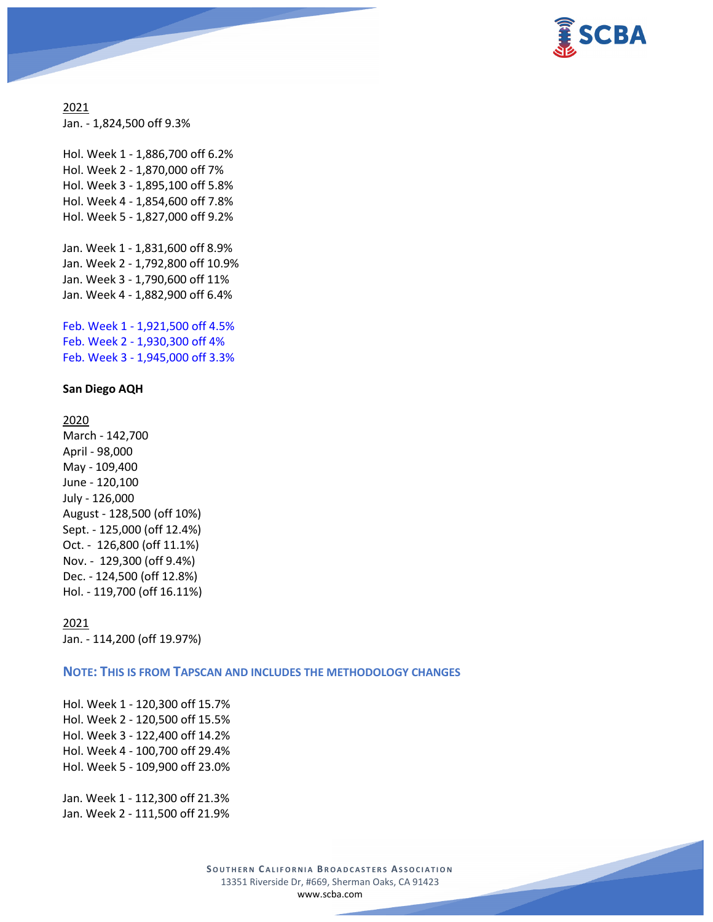2021

Jan. - 1,824,500 off 9.3%

Hol. Week 1 - 1,886,700 off 6.2%
Hol. Week 2 - 1,870,000 off 7%
Hol. Week 3 - 1,895,100 off 5.8%
Hol. Week 4 - 1,854,600 off 7.8%
Hol. Week 5 - 1,827,000 off 9.2%

Jan. Week 1 - 1,831,600 off 8.9%
Jan. Week 2 - 1,792,800 off 10.9%
Jan. Week 3 - 1,790,600 off 11%
Jan. Week 4 - 1,882,900 off 6.4%

Feb. Week 1 - 1,921,500 off 4.5%
Feb. Week 2 - 1,930,300 off 4%
Feb. Week 3 - 1,945,000 off 3.3%

**San Diego AQH**

2020

March - 142,700
April - 98,000
May - 109,400
June - 120,100
July - 126,000
August - 128,500 (off 10%)
Sept. - 125,000 (off 12.4%)
Oct. - 126,800 (off 11.1%)
Nov. - 129,300 (off 9.4%)
Dec. - 124,500 (off 12.8%)
Hol. - 119,700 (off 16.11%)

2021

Jan. - 114,200 (off 19.97%)

**NOTE: THIS IS FROM TAPSCAN AND INCLUDES THE METHODOLOGY CHANGES**

Hol. Week 1 - 120,300 off 15.7%
Hol. Week 2 - 120,500 off 15.5%
Hol. Week 3 - 122,400 off 14.2%
Hol. Week 4 - 100,700 off 29.4%
Hol. Week 5 - 109,900 off 23.0%

Jan. Week 1 - 112,300 off 21.3%
Jan. Week 2 - 111,500 off 21.9%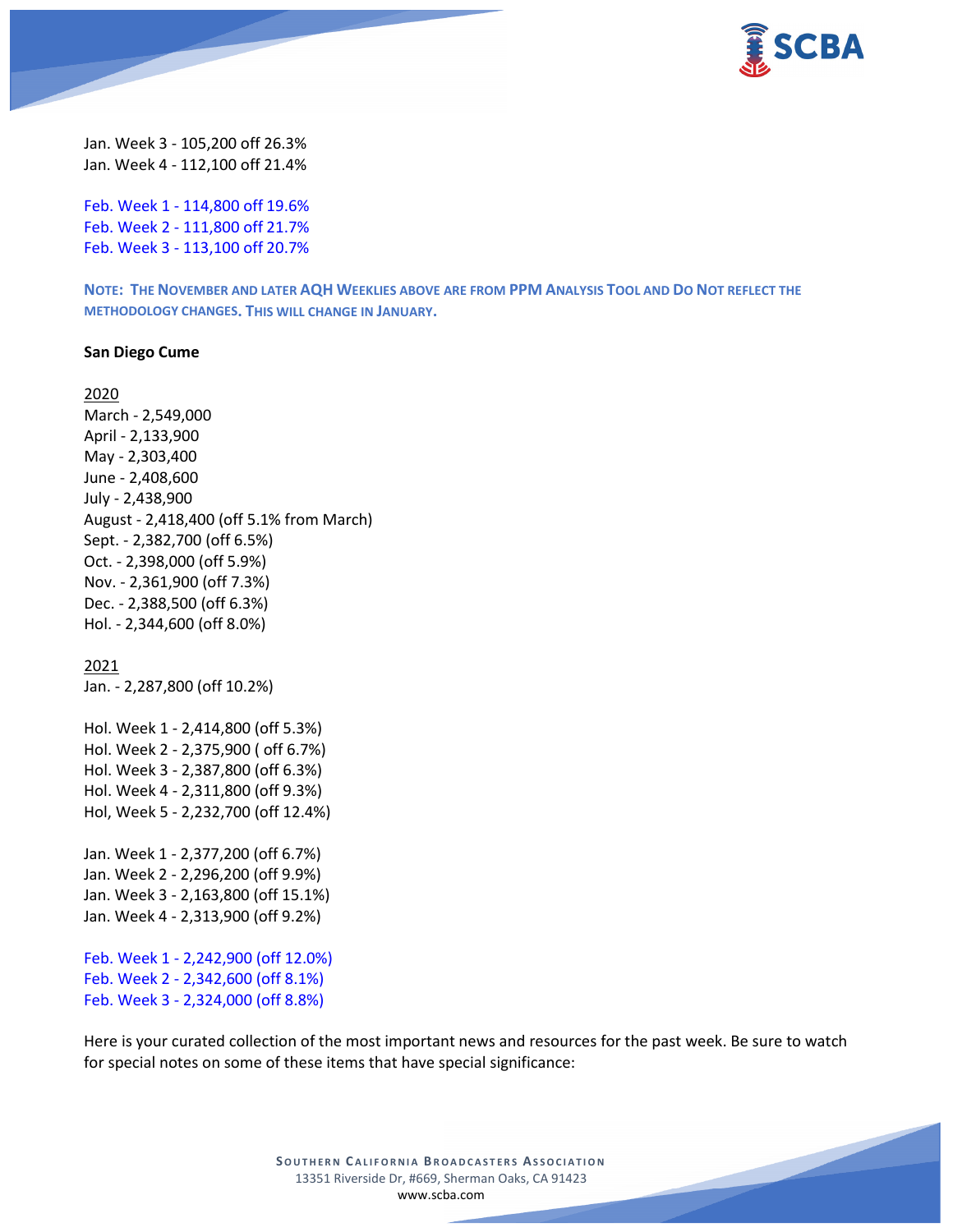Jan. Week 3 - 105,200 off 26.3%
Jan. Week 4 - 112,100 off 21.4%

Feb. Week 1 - 114,800 off 19.6%
Feb. Week 2 - 111,800 off 21.7%
Feb. Week 3 - 113,100 off 20.7%

**NOTE: THE NOVEMBER AND LATER AQH WEEKLIES ABOVE ARE FROM PPM ANALYSIS TOOL AND DO NOT REFLECT THE METHODOLOGY CHANGES. THIS WILL CHANGE IN JANUARY.**

**San Diego Cume**

2020
March - 2,549,000
April - 2,133,900
May - 2,303,400
June - 2,408,600
July - 2,438,900
August - 2,418,400 (off 5.1% from March)
Sept. - 2,382,700 (off 6.5%)
Oct. - 2,398,000 (off 5.9%)
Nov. - 2,361,900 (off 7.3%)
Dec. - 2,388,500 (off 6.3%)
Hol. - 2,344,600 (off 8.0%)

2021
Jan. - 2,287,800 (off 10.2%)

Hol. Week 1 - 2,414,800 (off 5.3%)
Hol. Week 2 - 2,375,900 ( off 6.7%)
Hol. Week 3 - 2,387,800 (off 6.3%)
Hol. Week 4 - 2,311,800 (off 9.3%)
Hol, Week 5 - 2,232,700 (off 12.4%)

Jan. Week 1 - 2,377,200 (off 6.7%)
Jan. Week 2 - 2,296,200 (off 9.9%)
Jan. Week 3 - 2,163,800 (off 15.1%)
Jan. Week 4 - 2,313,900 (off 9.2%)

Feb. Week 1 - 2,242,900 (off 12.0%)
Feb. Week 2 - 2,342,600 (off 8.1%)
Feb. Week 3 - 2,324,000 (off 8.8%)

Here is your curated collection of the most important news and resources for the past week. Be sure to watch for special notes on some of these items that have special significance: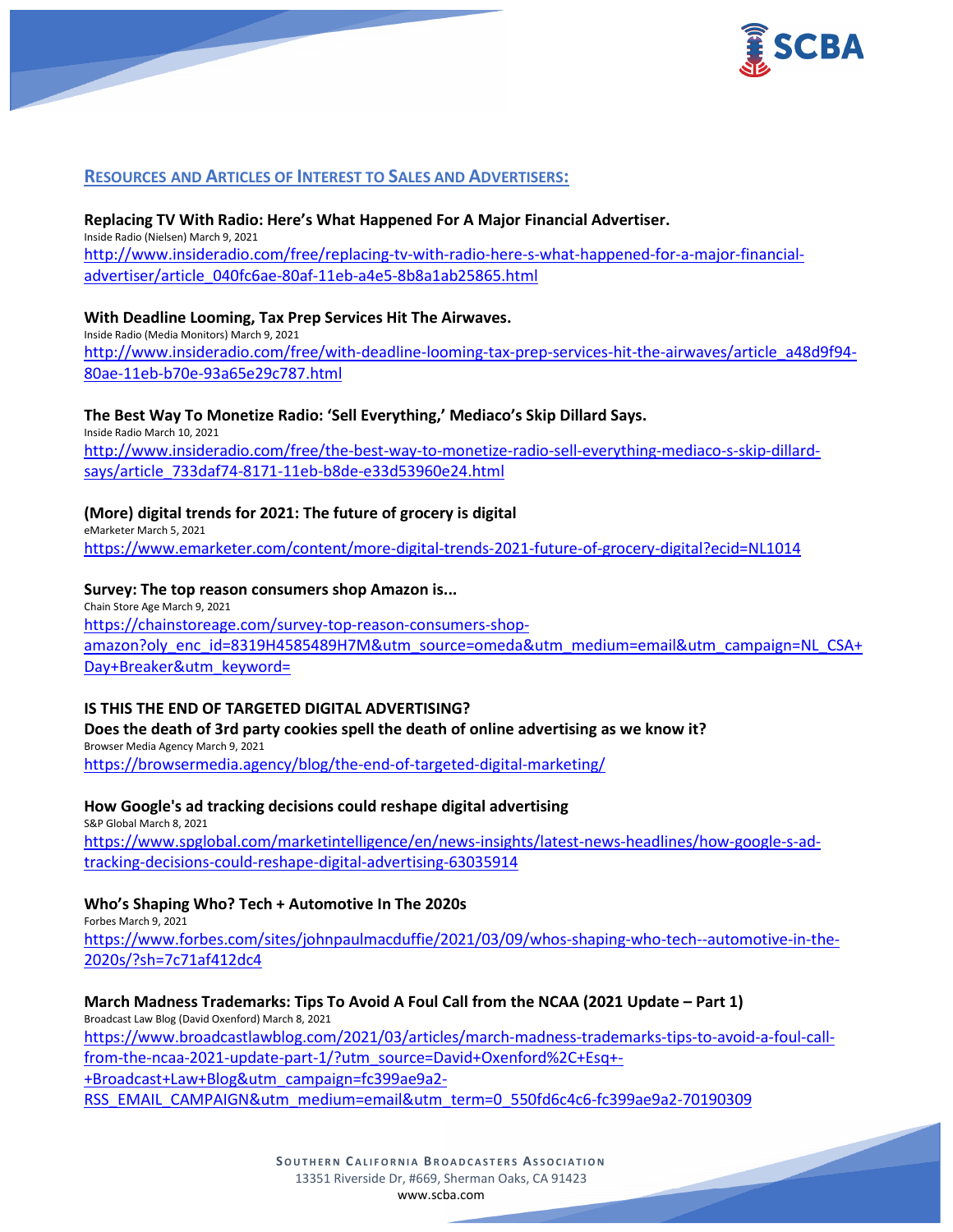## RESOURCES AND ARTICLES OF INTEREST TO SALES AND ADVERTISERS:

**Replacing TV With Radio: Here's What Happened For A Major Financial Advertiser.**
Inside Radio (Nielsen) March 9, 2021
http://www.insideradio.com/free/replacing-tv-with-radio-here-s-what-happened-for-a-major-financial-advertiser/article_040fc6ae-80af-11eb-a4e5-8b8a1ab25865.html

**With Deadline Looming, Tax Prep Services Hit The Airwaves.**
Inside Radio (Media Monitors) March 9, 2021
http://www.insideradio.com/free/with-deadline-looming-tax-prep-services-hit-the-airwaves/article_a48d9f94-80ae-11eb-b70e-93a65e29c787.html

**The Best Way To Monetize Radio: 'Sell Everything,' Mediaco's Skip Dillard Says.**
Inside Radio March 10, 2021
http://www.insideradio.com/free/the-best-way-to-monetize-radio-sell-everything-mediaco-s-skip-dillard-says/article_733daf74-8171-11eb-b8de-e33d53960e24.html

**(More) digital trends for 2021: The future of grocery is digital**
eMarketer March 5, 2021
https://www.emarketer.com/content/more-digital-trends-2021-future-of-grocery-digital?ecid=NL1014

**Survey: The top reason consumers shop Amazon is...**
Chain Store Age March 9, 2021
https://chainstoreage.com/survey-top-reason-consumers-shop-amazon?oly_enc_id=8319H4585489H7M&utm_source=omeda&utm_medium=email&utm_campaign=NL_CSA+Day+Breaker&utm_keyword=

**IS THIS THE END OF TARGETED DIGITAL ADVERTISING?**
**Does the death of 3rd party cookies spell the death of online advertising as we know it?**
Browser Media Agency March 9, 2021
https://browsermedia.agency/blog/the-end-of-targeted-digital-marketing/

**How Google's ad tracking decisions could reshape digital advertising**
S&P Global March 8, 2021
https://www.spglobal.com/marketintelligence/en/news-insights/latest-news-headlines/how-google-s-ad-tracking-decisions-could-reshape-digital-advertising-63035914

**Who's Shaping Who? Tech + Automotive In The 2020s**
Forbes March 9, 2021
https://www.forbes.com/sites/johnpaulmacduffie/2021/03/09/whos-shaping-who-tech--automotive-in-the-2020s/?sh=7c71af412dc4

**March Madness Trademarks: Tips To Avoid A Foul Call from the NCAA (2021 Update – Part 1)**
Broadcast Law Blog (David Oxenford) March 8, 2021
https://www.broadcastlawblog.com/2021/03/articles/march-madness-trademarks-tips-to-avoid-a-foul-call-from-the-ncaa-2021-update-part-1/?utm_source=David+Oxenford%2C+Esq+-+Broadcast+Law+Blog&utm_campaign=fc399ae9a2-RSS_EMAIL_CAMPAIGN&utm_medium=email&utm_term=0_550fd6c4c6-fc399ae9a2-70190309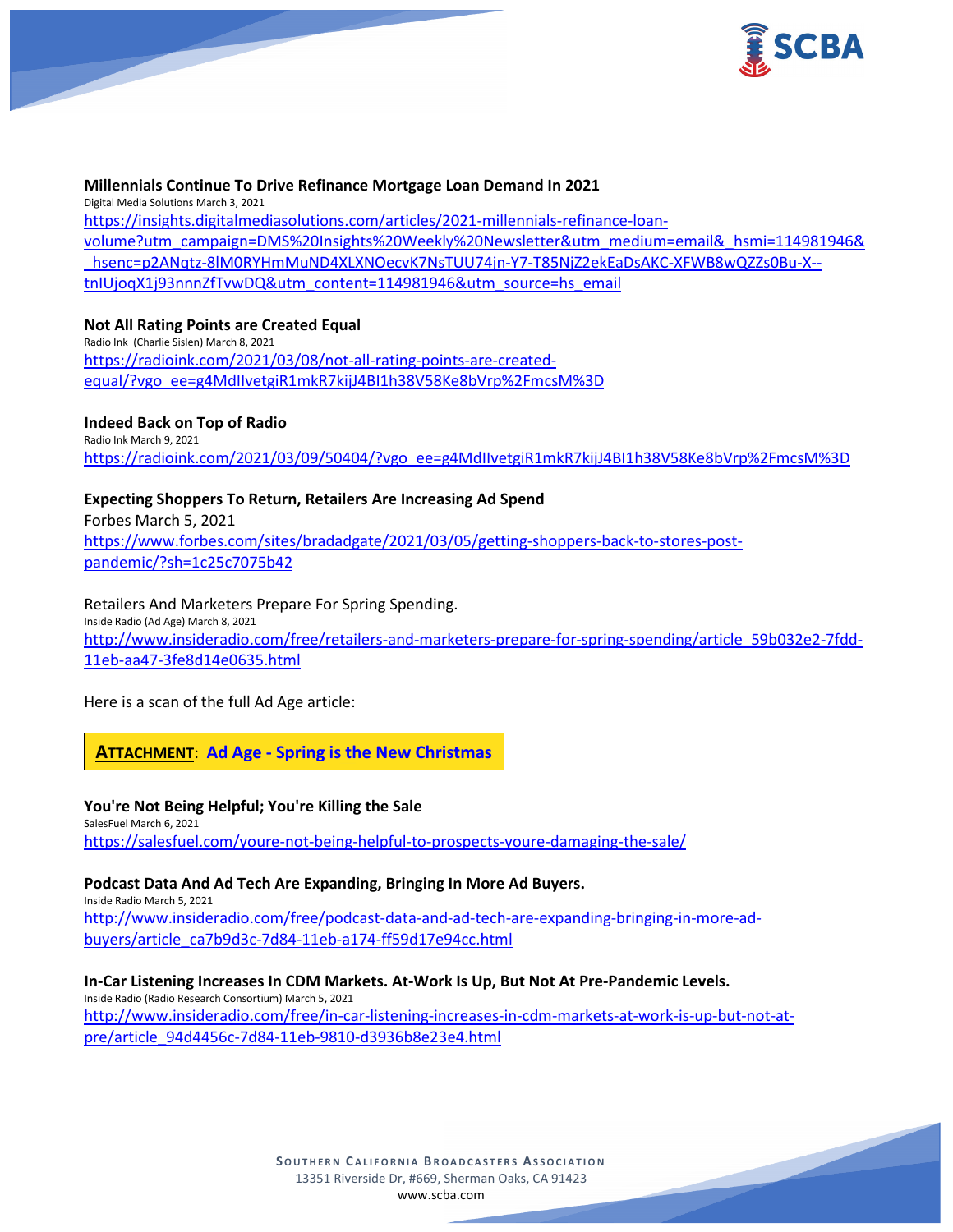**Millennials Continue To Drive Refinance Mortgage Loan Demand In 2021**
Digital Media Solutions March 3, 2021
https://insights.digitalmediasolutions.com/articles/2021-millennials-refinance-loan-volume?utm_campaign=DMS%20Insights%20Weekly%20Newsletter&utm_medium=email&_hsmi=114981946&_hsenc=p2ANqtz-8lM0RYHmMuND4XLXNOecvK7NsTUU74jn-Y7-T85NjZ2ekEaDsAKC-XFWB8wQZZs0Bu-X--tnIUjoqX1j93nnnZfTvwDQ&utm_content=114981946&utm_source=hs_email

**Not All Rating Points are Created Equal**
Radio Ink (Charlie Sislen) March 8, 2021
https://radioink.com/2021/03/08/not-all-rating-points-are-created-equal/?vgo_ee=g4MdIIvetgiR1mkR7kijJ4BI1h38V58Ke8bVrp%2FmcsM%3D

**Indeed Back on Top of Radio**
Radio Ink March 9, 2021
https://radioink.com/2021/03/09/50404/?vgo_ee=g4MdIIvetgiR1mkR7kijJ4BI1h38V58Ke8bVrp%2FmcsM%3D

**Expecting Shoppers To Return, Retailers Are Increasing Ad Spend**
Forbes March 5, 2021
https://www.forbes.com/sites/bradadgate/2021/03/05/getting-shoppers-back-to-stores-post-pandemic/?sh=1c25c7075b42

Retailers And Marketers Prepare For Spring Spending.
Inside Radio (Ad Age) March 8, 2021
http://www.insideradio.com/free/retailers-and-marketers-prepare-for-spring-spending/article_59b032e2-7fdd-11eb-aa47-3fe8d14e0635.html

Here is a scan of the full Ad Age article:

**ATTACHMENT: Ad Age - Spring is the New Christmas**

**You're Not Being Helpful; You're Killing the Sale**
SalesFuel March 6, 2021
https://salesfuel.com/youre-not-being-helpful-to-prospects-youre-damaging-the-sale/

**Podcast Data And Ad Tech Are Expanding, Bringing In More Ad Buyers.**
Inside Radio March 5, 2021
http://www.insideradio.com/free/podcast-data-and-ad-tech-are-expanding-bringing-in-more-ad-buyers/article_ca7b9d3c-7d84-11eb-a174-ff59d17e94cc.html

**In-Car Listening Increases In CDM Markets. At-Work Is Up, But Not At Pre-Pandemic Levels.**
Inside Radio (Radio Research Consortium) March 5, 2021
http://www.insideradio.com/free/in-car-listening-increases-in-cdm-markets-at-work-is-up-but-not-at-pre/article_94d4456c-7d84-11eb-9810-d3936b8e23e4.html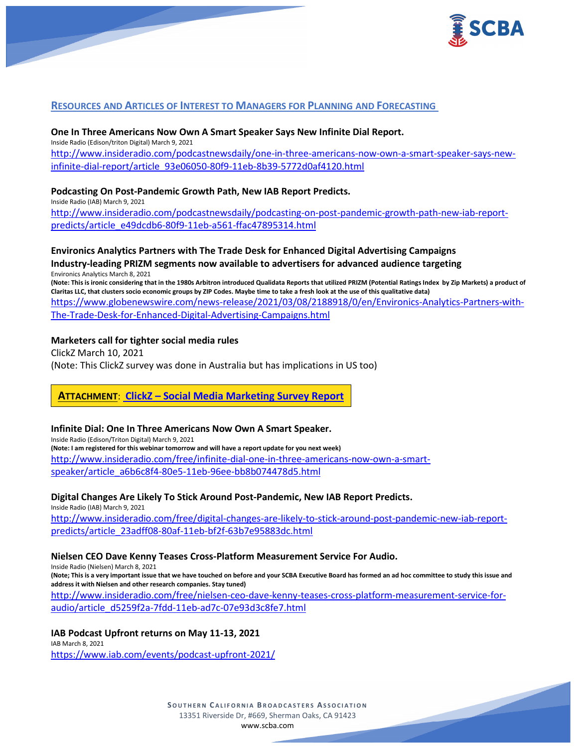## RESOURCES AND ARTICLES OF INTEREST TO MANAGERS FOR PLANNING AND FORECASTING

**One In Three Americans Now Own A Smart Speaker Says New Infinite Dial Report.**
Inside Radio (Edison/triton Digital) March 9, 2021
http://www.insideradio.com/podcastnewsdaily/one-in-three-americans-now-own-a-smart-speaker-says-new-infinite-dial-report/article_93e06050-80f9-11eb-8b39-5772d0af4120.html

**Podcasting On Post-Pandemic Growth Path, New IAB Report Predicts.**
Inside Radio (IAB) March 9, 2021
http://www.insideradio.com/podcastnewsdaily/podcasting-on-post-pandemic-growth-path-new-iab-report-predicts/article_e49dcdb6-80f9-11eb-a561-ffac47895314.html

**Environics Analytics Partners with The Trade Desk for Enhanced Digital Advertising Campaigns**
**Industry-leading PRIZM segments now available to advertisers for advanced audience targeting**
Environics Analytics March 8, 2021
**(Note: This is ironic considering that in the 1980s Arbitron introduced Qualidata Reports that utilized PRIZM (Potential Ratings Index by Zip Markets) a product of Claritas LLC, that clusters socio economic groups by ZIP Codes. Maybe time to take a fresh look at the use of this qualitative data)**
https://www.globenewswire.com/news-release/2021/03/08/2188918/0/en/Environics-Analytics-Partners-with-The-Trade-Desk-for-Enhanced-Digital-Advertising-Campaigns.html

**Marketers call for tighter social media rules**
ClickZ March 10, 2021
(Note: This ClickZ survey was done in Australia but has implications in US too)

**ATTACHMENT**: **ClickZ – Social Media Marketing Survey Report**

**Infinite Dial: One In Three Americans Now Own A Smart Speaker.**
Inside Radio (Edison/Triton Digital) March 9, 2021
**(Note: I am registered for this webinar tomorrow and will have a report update for you next week)**
http://www.insideradio.com/free/infinite-dial-one-in-three-americans-now-own-a-smart-speaker/article_a6b6c8f4-80e5-11eb-96ee-bb8b074478d5.html

**Digital Changes Are Likely To Stick Around Post-Pandemic, New IAB Report Predicts.**
Inside Radio (IAB) March 9, 2021
http://www.insideradio.com/free/digital-changes-are-likely-to-stick-around-post-pandemic-new-iab-report-predicts/article_23adff08-80af-11eb-bf2f-63b7e95883dc.html

**Nielsen CEO Dave Kenny Teases Cross-Platform Measurement Service For Audio.**
Inside Radio (Nielsen) March 8, 2021
**(Note; This is a very important issue that we have touched on before and your SCBA Executive Board has formed an ad hoc committee to study this issue and address it with Nielsen and other research companies. Stay tuned)**
http://www.insideradio.com/free/nielsen-ceo-dave-kenny-teases-cross-platform-measurement-service-for-audio/article_d5259f2a-7fdd-11eb-ad7c-07e93d3c8fe7.html

**IAB Podcast Upfront returns on May 11-13, 2021**
IAB March 8, 2021
https://www.iab.com/events/podcast-upfront-2021/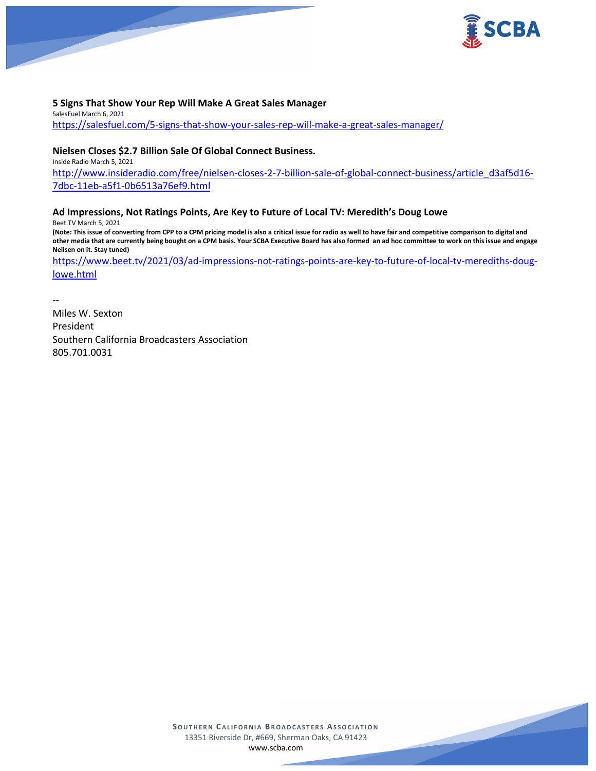**5 Signs That Show Your Rep Will Make A Great Sales Manager**

SalesFuel March 6, 2021

https://salesfuel.com/5-signs-that-show-your-sales-rep-will-make-a-great-sales-manager/

**Nielsen Closes $2.7 Billion Sale Of Global Connect Business.**

Inside Radio March 5, 2021

http://www.insideradio.com/free/nielsen-closes-2-7-billion-sale-of-global-connect-business/article_d3af5d16-7dbc-11eb-a5f1-0b6513a76ef9.html

**Ad Impressions, Not Ratings Points, Are Key to Future of Local TV: Meredith's Doug Lowe**

Beet.TV March 5, 2021

**(Note: This issue of converting from CPP to a CPM pricing model is also a critical issue for radio as well to have fair and competitive comparison to digital and other media that are currently being bought on a CPM basis. Your SCBA Executive Board has also formed an ad hoc committee to work on this issue and engage Neilsen on it. Stay tuned)**

https://www.beet.tv/2021/03/ad-impressions-not-ratings-points-are-key-to-future-of-local-tv-merediths-doug-lowe.html

--

Miles W. Sexton

President

Southern California Broadcasters Association

805.701.0031